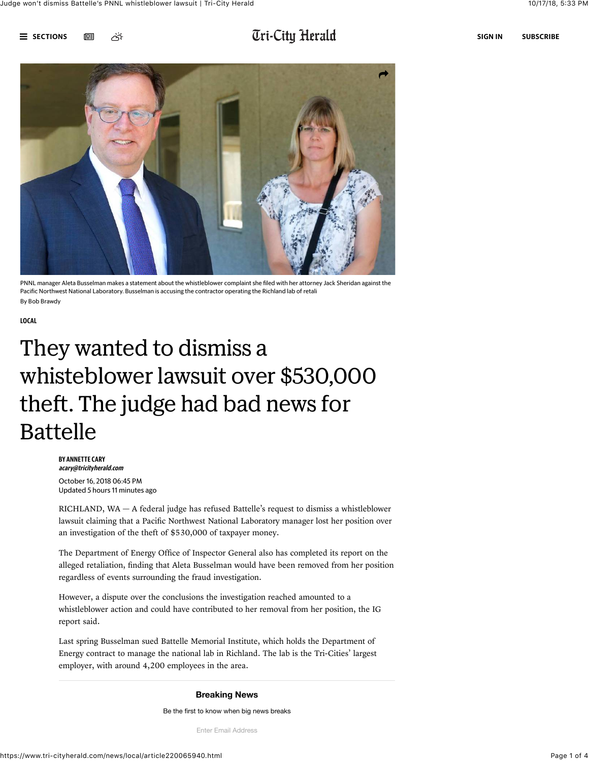PNNL manager Aleta Busselman makes a statement about the whistleblower complaint she filed with her attorney Jack Sheridan against the Pacific Northwest National Laboratory. Busselman is accusing the contractor operating the Richland lab of retali

By Bob Brawdy

LOCAL

# They wanted to dismiss a whisteblower lawsuit over $530,000 theft. The judge had bad news for Battelle

BY ANNETTE CARY
*acary@tricityherald.com*

October 16, 2018 06:45 PM
Updated 5 hours 11 minutes ago

RICHLAND, WA — A federal judge has refused Battelle's request to dismiss a whistleblower lawsuit claiming that a Pacific Northwest National Laboratory manager lost her position over an investigation of the theft of $530,000 of taxpayer money.

The Department of Energy Office of Inspector General also has completed its report on the alleged retaliation, finding that Aleta Busselman would have been removed from her position regardless of events surrounding the fraud investigation.

However, a dispute over the conclusions the investigation reached amounted to a whistleblower action and could have contributed to her removal from her position, the IG report said.

Last spring Busselman sued Battelle Memorial Institute, which holds the Department of Energy contract to manage the national lab in Richland. The lab is the Tri-Cities' largest employer, with around 4,200 employees in the area.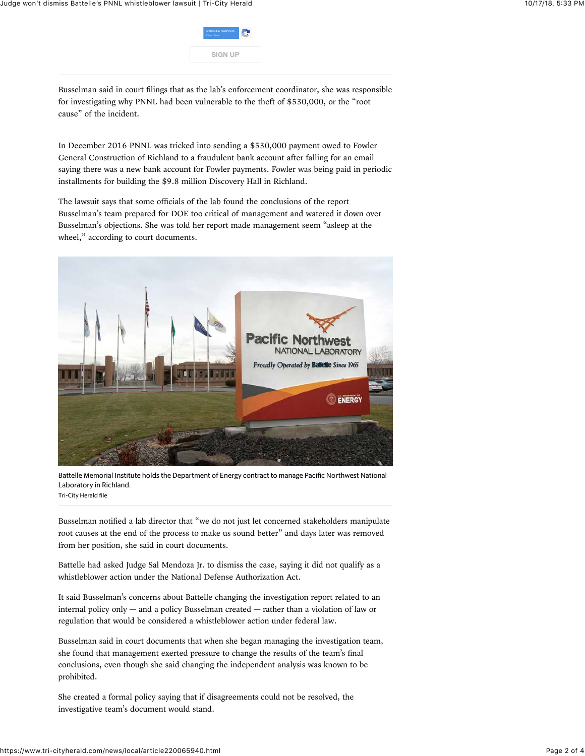Busselman said in court filings that as the lab's enforcement coordinator, she was responsible for investigating why PNNL had been vulnerable to the theft of $530,000, or the "root cause" of the incident.

In December 2016 PNNL was tricked into sending a $530,000 payment owed to Fowler General Construction of Richland to a fraudulent bank account after falling for an email saying there was a new bank account for Fowler payments. Fowler was being paid in periodic installments for building the $9.8 million Discovery Hall in Richland.

The lawsuit says that some officials of the lab found the conclusions of the report Busselman's team prepared for DOE too critical of management and watered it down over Busselman's objections. She was told her report made management seem "asleep at the wheel," according to court documents.

Battelle Memorial Institute holds the Department of Energy contract to manage Pacific Northwest National Laboratory in Richland.
Tri-City Herald file

Busselman notified a lab director that "we do not just let concerned stakeholders manipulate root causes at the end of the process to make us sound better" and days later was removed from her position, she said in court documents.

Battelle had asked Judge Sal Mendoza Jr. to dismiss the case, saying it did not qualify as a whistleblower action under the National Defense Authorization Act.

It said Busselman's concerns about Battelle changing the investigation report related to an internal policy only — and a policy Busselman created — rather than a violation of law or regulation that would be considered a whistleblower action under federal law.

Busselman said in court documents that when she began managing the investigation team, she found that management exerted pressure to change the results of the team's final conclusions, even though she said changing the independent analysis was known to be prohibited.

She created a formal policy saying that if disagreements could not be resolved, the investigative team's document would stand.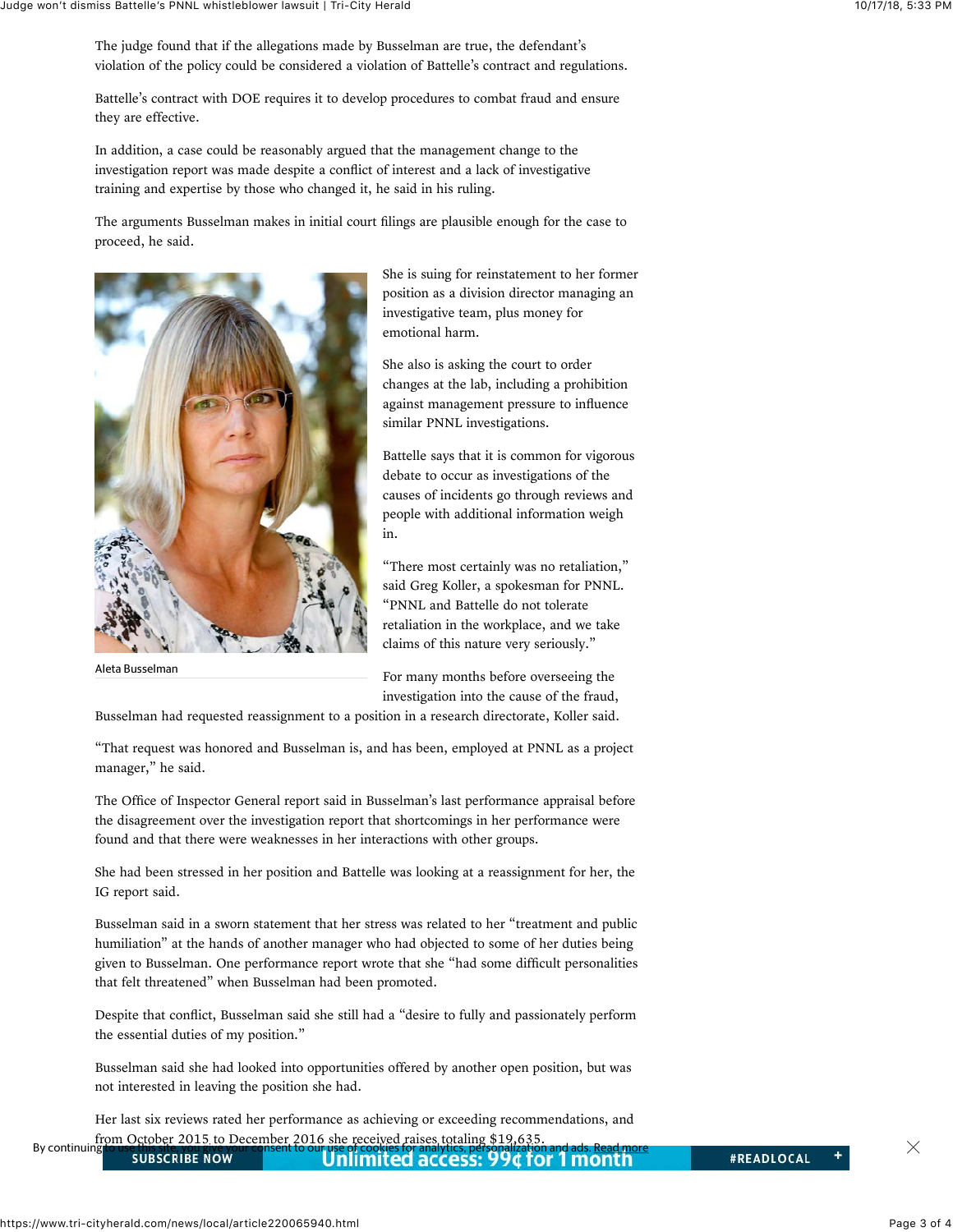The judge found that if the allegations made by Busselman are true, the defendant's violation of the policy could be considered a violation of Battelle's contract and regulations.

Battelle's contract with DOE requires it to develop procedures to combat fraud and ensure they are effective.

In addition, a case could be reasonably argued that the management change to the investigation report was made despite a conflict of interest and a lack of investigative training and expertise by those who changed it, he said in his ruling.

The arguments Busselman makes in initial court filings are plausible enough for the case to proceed, he said.

Aleta Busselman

She is suing for reinstatement to her former position as a division director managing an investigative team, plus money for emotional harm.

She also is asking the court to order changes at the lab, including a prohibition against management pressure to influence similar PNNL investigations.

Battelle says that it is common for vigorous debate to occur as investigations of the causes of incidents go through reviews and people with additional information weigh in.

"There most certainly was no retaliation," said Greg Koller, a spokesman for PNNL. "PNNL and Battelle do not tolerate retaliation in the workplace, and we take claims of this nature very seriously."

For many months before overseeing the investigation into the cause of the fraud, Busselman had requested reassignment to a position in a research directorate, Koller said.

"That request was honored and Busselman is, and has been, employed at PNNL as a project manager," he said.

The Office of Inspector General report said in Busselman's last performance appraisal before the disagreement over the investigation report that shortcomings in her performance were found and that there were weaknesses in her interactions with other groups.

She had been stressed in her position and Battelle was looking at a reassignment for her, the IG report said.

Busselman said in a sworn statement that her stress was related to her "treatment and public humiliation" at the hands of another manager who had objected to some of her duties being given to Busselman. One performance report wrote that she "had some difficult personalities that felt threatened" when Busselman had been promoted.

Despite that conflict, Busselman said she still had a "desire to fully and passionately perform the essential duties of my position."

Busselman said she had looked into opportunities offered by another open position, but was not interested in leaving the position she had.

Her last six reviews rated her performance as achieving or exceeding recommendations, and from October 2015 to December 2016 she received raises totaling $19,635.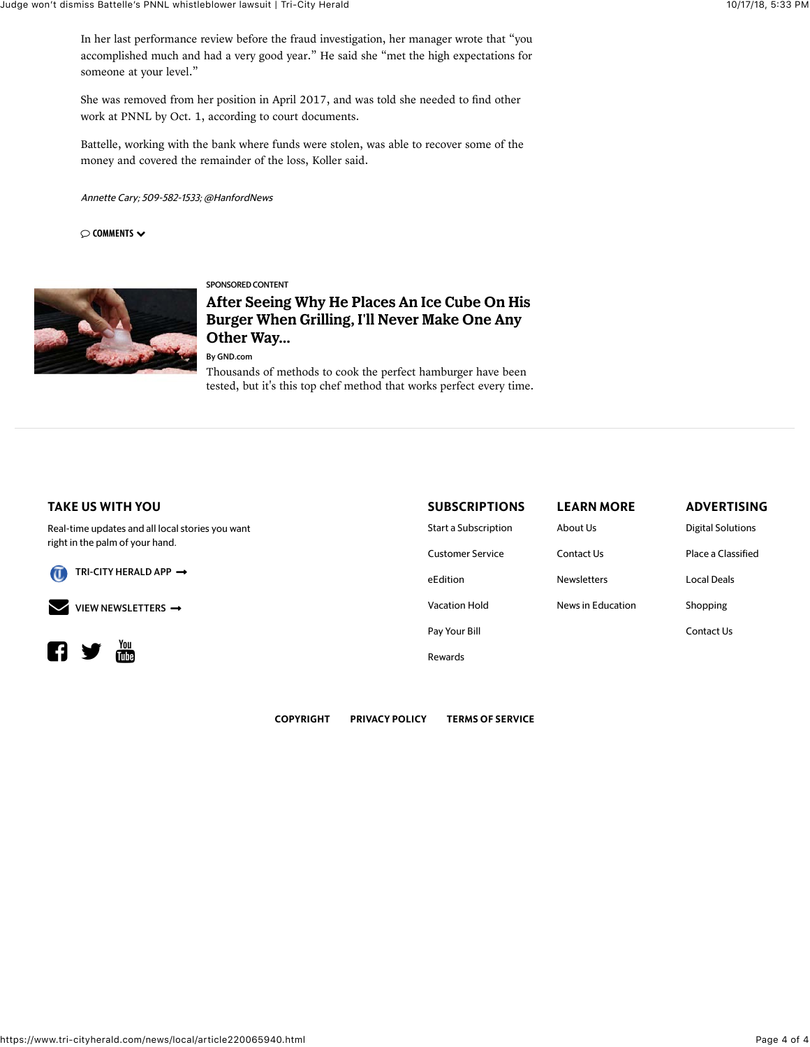In her last performance review before the fraud investigation, her manager wrote that “you accomplished much and had a very good year.” He said she “met the high expectations for someone at your level.”

She was removed from her position in April 2017, and was told she needed to find other work at PNNL by Oct. 1, according to court documents.

Battelle, working with the bank where funds were stolen, was able to recover some of the money and covered the remainder of the loss, Koller said.

*Annette Cary; 509-582-1533; @HanfordNews*

COMMENTS

SPONSORED CONTENT

**After Seeing Why He Places An Ice Cube On His Burger When Grilling, I'll Never Make One Any Other Way...**

By GND.com

Thousands of methods to cook the perfect hamburger have been tested, but it's this top chef method that works perfect every time.

**TAKE US WITH YOU**

Real-time updates and all local stories you want right in the palm of your hand.

TRI-CITY HERALD APP

VIEW NEWSLETTERS

**SUBSCRIPTIONS**

Start a Subscription

Customer Service

eEdition

Vacation Hold

Pay Your Bill

Rewards

**LEARN MORE**

About Us

Contact Us

Newsletters

News in Education

**ADVERTISING**

Digital Solutions

Place a Classified

Local Deals

Shopping

Contact Us

COPYRIGHT PRIVACY POLICY TERMS OF SERVICE